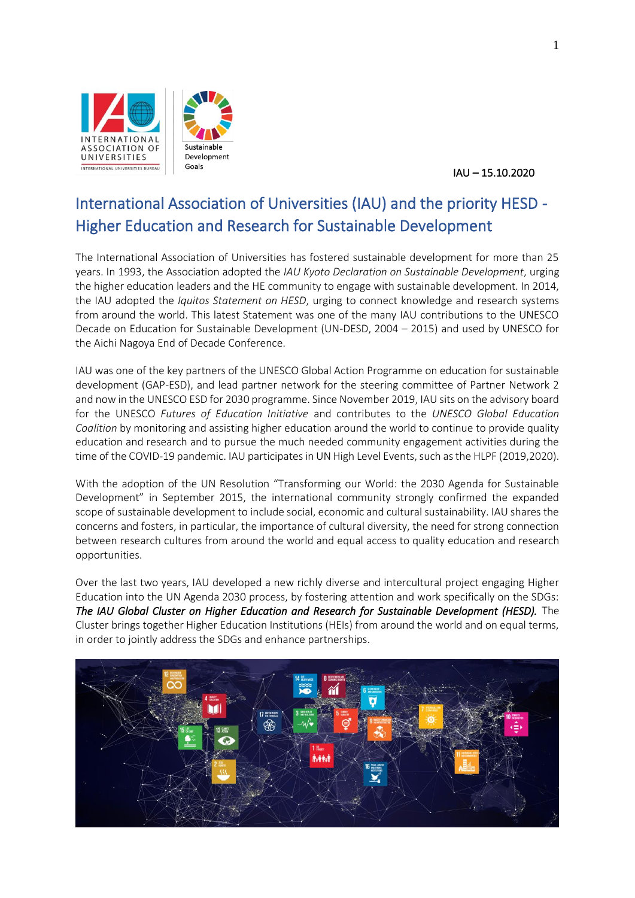IAU – 15.10.2020

# International Association of Universities (IAU) and the priority HESD - Higher Education and Research for Sustainable Development

The International Association of Universities has fostered sustainable development for more than 25 years. In 1993, the Association adopted the *IAU Kyoto Declaration on Sustainable Development*, urging the higher education leaders and the HE community to engage with sustainable development. In 2014, the IAU adopted the *Iquitos Statement on HESD*, urging to connect knowledge and research systems from around the world. This latest Statement was one of the many IAU contributions to the UNESCO Decade on Education for Sustainable Development (UN-DESD, 2004 – 2015) and used by UNESCO for the Aichi Nagoya End of Decade Conference.

IAU was one of the key partners of the UNESCO Global Action Programme on education for sustainable development (GAP-ESD), and lead partner network for the steering committee of Partner Network 2 and now in the UNESCO ESD for 2030 programme. Since November 2019, IAU sits on the advisory board for the UNESCO *Futures of Education Initiative* and contributes to the *UNESCO Global Education Coalition* by monitoring and assisting higher education around the world to continue to provide quality education and research and to pursue the much needed community engagement activities during the time of the COVID-19 pandemic. IAU participates in UN High Level Events, such as the HLPF (2019,2020).

With the adoption of the UN Resolution "Transforming our World: the 2030 Agenda for Sustainable Development" in September 2015, the international community strongly confirmed the expanded scope of sustainable development to include social, economic and cultural sustainability. IAU shares the concerns and fosters, in particular, the importance of cultural diversity, the need for strong connection between research cultures from around the world and equal access to quality education and research opportunities.

Over the last two years, IAU developed a new richly diverse and intercultural project engaging Higher Education into the UN Agenda 2030 process, by fostering attention and work specifically on the SDGs: ***The IAU Global Cluster on Higher Education and Research for Sustainable Development (HESD).*** The Cluster brings together Higher Education Institutions (HEIs) from around the world and on equal terms, in order to jointly address the SDGs and enhance partnerships.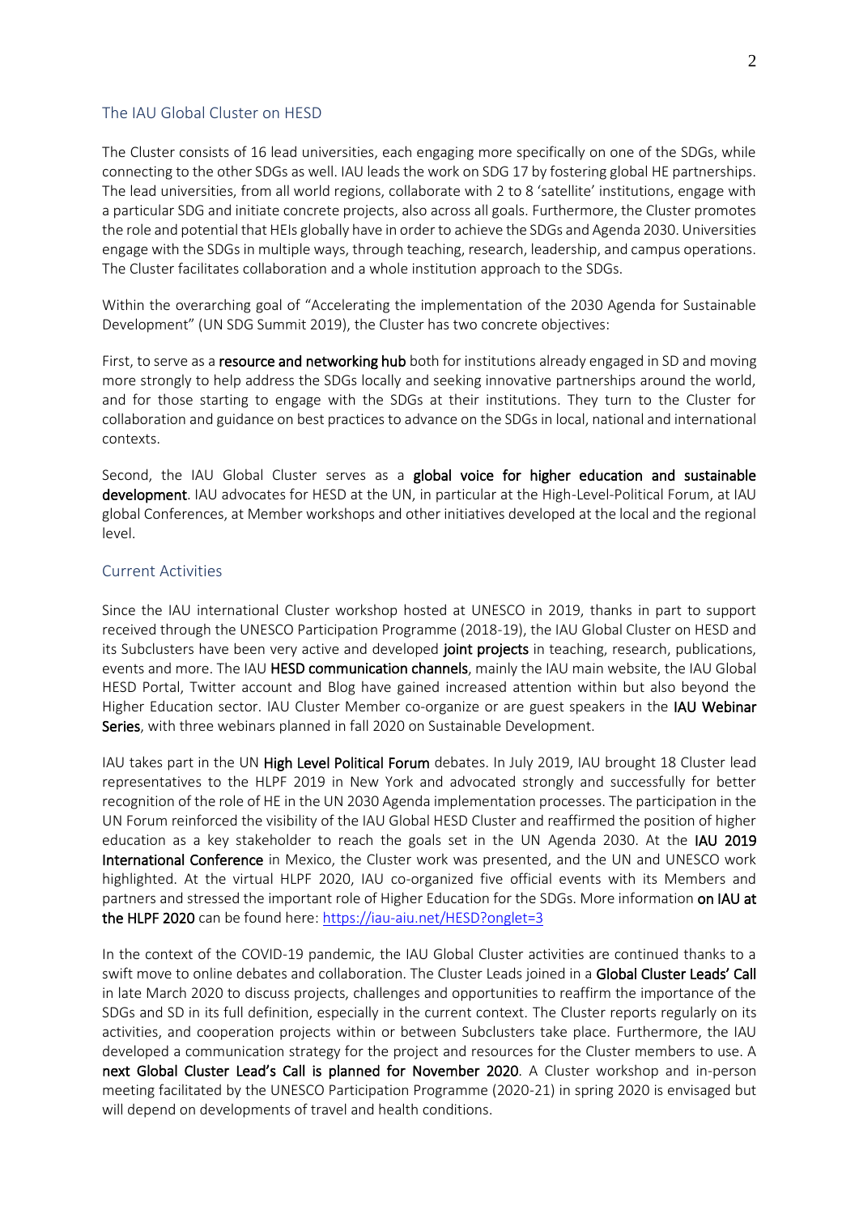## The IAU Global Cluster on HESD

The Cluster consists of 16 lead universities, each engaging more specifically on one of the SDGs, while connecting to the other SDGs as well. IAU leads the work on SDG 17 by fostering global HE partnerships. The lead universities, from all world regions, collaborate with 2 to 8 'satellite' institutions, engage with a particular SDG and initiate concrete projects, also across all goals. Furthermore, the Cluster promotes the role and potential that HEIs globally have in order to achieve the SDGs and Agenda 2030. Universities engage with the SDGs in multiple ways, through teaching, research, leadership, and campus operations. The Cluster facilitates collaboration and a whole institution approach to the SDGs.

Within the overarching goal of "Accelerating the implementation of the 2030 Agenda for Sustainable Development" (UN SDG Summit 2019), the Cluster has two concrete objectives:

First, to serve as a **resource and networking hub** both for institutions already engaged in SD and moving more strongly to help address the SDGs locally and seeking innovative partnerships around the world, and for those starting to engage with the SDGs at their institutions. They turn to the Cluster for collaboration and guidance on best practices to advance on the SDGs in local, national and international contexts.

Second, the IAU Global Cluster serves as a **global voice for higher education and sustainable development**. IAU advocates for HESD at the UN, in particular at the High-Level-Political Forum, at IAU global Conferences, at Member workshops and other initiatives developed at the local and the regional level.

## Current Activities

Since the IAU international Cluster workshop hosted at UNESCO in 2019, thanks in part to support received through the UNESCO Participation Programme (2018-19), the IAU Global Cluster on HESD and its Subclusters have been very active and developed **joint projects** in teaching, research, publications, events and more. The IAU **HESD communication channels**, mainly the IAU main website, the IAU Global HESD Portal, Twitter account and Blog have gained increased attention within but also beyond the Higher Education sector. IAU Cluster Member co-organize or are guest speakers in the **IAU Webinar Series**, with three webinars planned in fall 2020 on Sustainable Development.

IAU takes part in the UN **High Level Political Forum** debates. In July 2019, IAU brought 18 Cluster lead representatives to the HLPF 2019 in New York and advocated strongly and successfully for better recognition of the role of HE in the UN 2030 Agenda implementation processes. The participation in the UN Forum reinforced the visibility of the IAU Global HESD Cluster and reaffirmed the position of higher education as a key stakeholder to reach the goals set in the UN Agenda 2030. At the **IAU 2019 International Conference** in Mexico, the Cluster work was presented, and the UN and UNESCO work highlighted. At the virtual HLPF 2020, IAU co-organized five official events with its Members and partners and stressed the important role of Higher Education for the SDGs. More information **on IAU at the HLPF 2020** can be found here: https://iau-aiu.net/HESD?onglet=3

In the context of the COVID-19 pandemic, the IAU Global Cluster activities are continued thanks to a swift move to online debates and collaboration. The Cluster Leads joined in a **Global Cluster Leads' Call** in late March 2020 to discuss projects, challenges and opportunities to reaffirm the importance of the SDGs and SD in its full definition, especially in the current context. The Cluster reports regularly on its activities, and cooperation projects within or between Subclusters take place. Furthermore, the IAU developed a communication strategy for the project and resources for the Cluster members to use. A **next Global Cluster Lead's Call is planned for November 2020**. A Cluster workshop and in-person meeting facilitated by the UNESCO Participation Programme (2020-21) in spring 2020 is envisaged but will depend on developments of travel and health conditions.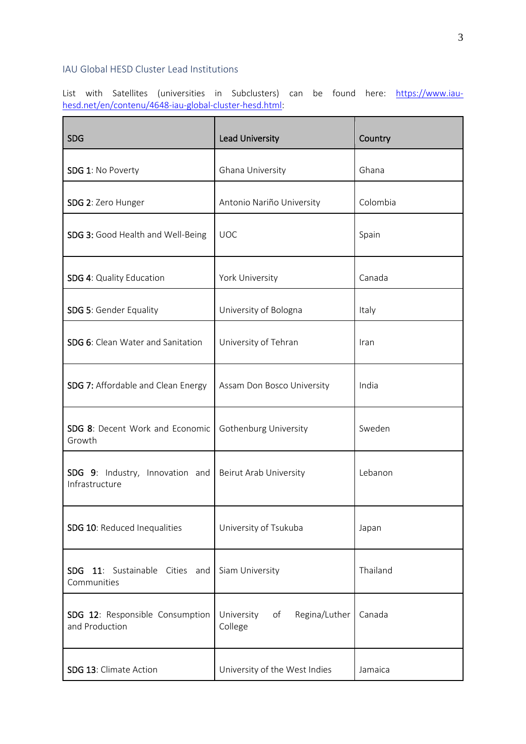## IAU Global HESD Cluster Lead Institutions

List with Satellites (universities in Subclusters) can be found here: [https://www.iau-hesd.net/en/contenu/4648-iau-global-cluster-hesd.html](https://www.iau-hesd.net/en/contenu/4648-iau-global-cluster-hesd.html):

| SDG | Lead University | Country |
|---|---|---|
| **SDG 1**: No Poverty | Ghana University | Ghana |
| **SDG 2**: Zero Hunger | Antonio Nariño University | Colombia |
| **SDG 3:** Good Health and Well-Being | UOC | Spain |
| **SDG 4**: Quality Education | York University | Canada |
| **SDG 5**: Gender Equality | University of Bologna | Italy |
| **SDG 6**: Clean Water and Sanitation | University of Tehran | Iran |
| **SDG 7:** Affordable and Clean Energy | Assam Don Bosco University | India |
| **SDG 8**: Decent Work and Economic Growth | Gothenburg University | Sweden |
| **SDG 9**: Industry, Innovation and Infrastructure | Beirut Arab University | Lebanon |
| **SDG 10**: Reduced Inequalities | University of Tsukuba | Japan |
| **SDG 11**: Sustainable Cities and Communities | Siam University | Thailand |
| **SDG 12**: Responsible Consumption and Production | University of Regina/Luther College | Canada |
| **SDG 13**: Climate Action | University of the West Indies | Jamaica |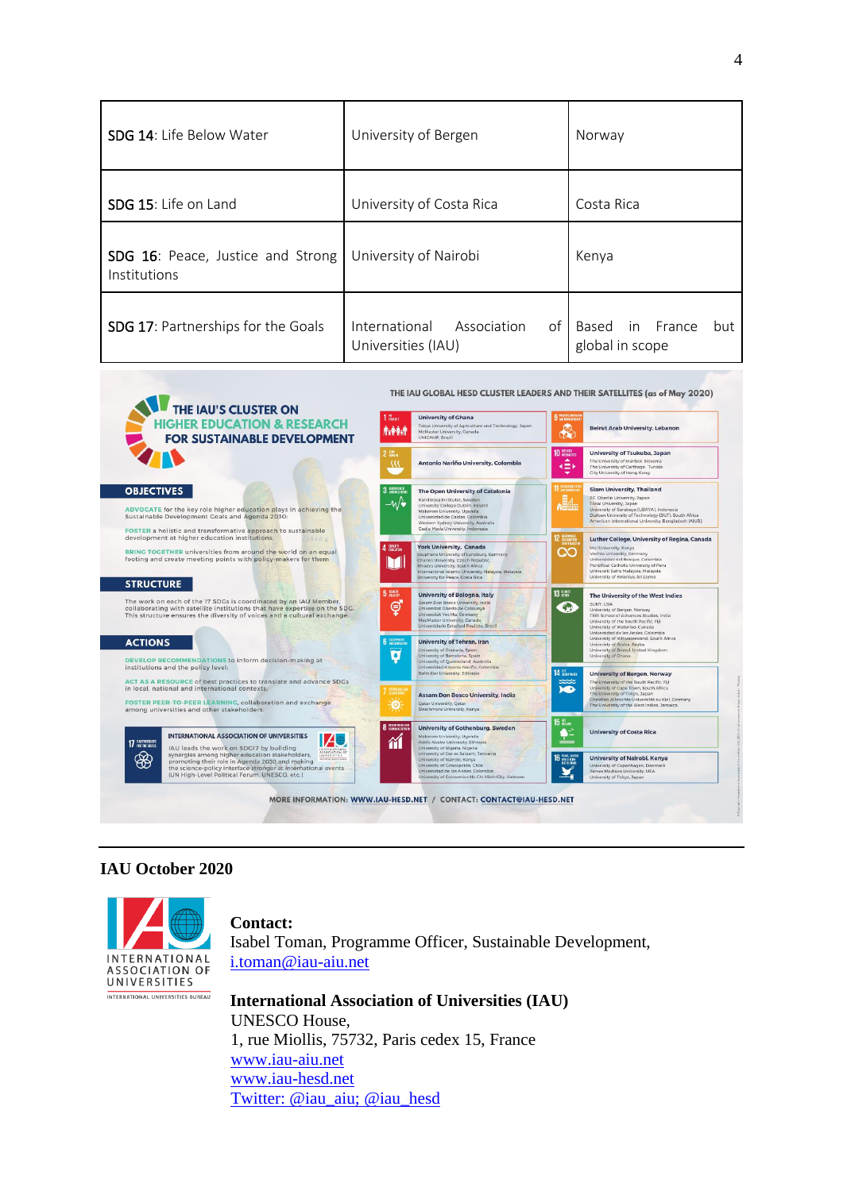| | | |
|---|---|---|
| **SDG 14**: Life Below Water | University of Bergen | Norway |
| **SDG 15**: Life on Land | University of Costa Rica | Costa Rica |
| **SDG 16**: Peace, Justice and Strong Institutions | University of Nairobi | Kenya |
| **SDG 17**: Partnerships for the Goals | International Association of Universities (IAU) | Based in France but global in scope |

THE IAU'S CLUSTER ON HIGHER EDUCATION & RESEARCH FOR SUSTAINABLE DEVELOPMENT

OBJECTIVES

ADVOCATE for the key role higher education plays in achieving the Sustainable Development Goals and Agenda 2030;

FOSTER a holistic and transformative approach to sustainable development at higher education institutions;

BRING TOGETHER universities from around the world on an equal footing and create meeting points with policy-makers for them

STRUCTURE

The work on each of the 17 SDGs is coordinated by an IAU Member, collaborating with satellite institutions that have expertise on the SDG. This structure ensures the diversity of voices and a cultural exchange.

ACTIONS

DEVELOP RECOMMENDATIONS to inform decision-making at institutions and the policy level;

ACT AS A RESOURCE of best practices to translate and advance SDGs in local, national and international contexts;

FOSTER PEER-TO-PEER LEARNING, collaboration and exchange among universities and other stakeholders.

INTERNATIONAL ASSOCIATION OF UNIVERSITIES

IAU leads the work on SDG17 by building synergies among higher education stakeholders, promoting their role in Agenda 2030 and making the science-policy interface stronger at international events (UN High-Level Political Forum, UNESCO, etc.)

THE IAU GLOBAL HESD CLUSTER LEADERS AND THEIR SATELLITES (as of May 2020)

1 University of Ghana — Tokyo University of Agriculture and Technology, Japan; McMaster University, Canada; UNICAMP, Brazil

2 Antonio Nariño University, Colombia

3 The Open University of Catalonia — Karolinska Institutet, Sweden; University College Dublin, Ireland; Makerere University, Uganda; Universidad de Caldas, Colombia; Western Sydney University, Australia; Gadja Mada University, Indonesia

4 York University, Canada — Leuphana University of Lüneburg, Germany; Charles University, Czech Republic; Rhodes University, South Africa; International Islamic University Malaysia, Malaysia; University for Peace, Costa Rica

5 University of Bologna, Italy — Assam Don Bosco University, India; Universitat Oberta de Catalunya; Universität Vechta, Germany; MacMaster University, Canada; Universidade Estadual Paulista, Brazil

6 University of Tehran, Iran — University of Granada, Spain; University of Barcelona, Spain; University of Queensland, Australia; Universidad Antonio Nariño, Colombia; Bahir Dar University, Ethiopia

7 Assam Don Bosco University, India — Qatar University, Qatar; Strathmore University, Kenya

8 University of Gothenburg, Sweden — Makerere University, Uganda; Addis Ababa University, Ethiopia; University of Nigeria, Nigeria; University of Dar es Salaam, Tanzania; University of Nairobi, Kenya; University of Concepción, Chile; Universidad de los Andes, Colombia; University of Economics Ho Chi Minh City, Vietnam

9 Beirut Arab University, Lebanon

10 University of Tsukuba, Japan — The University of Maribor, Slovenia; The University of Carthage, Tunisia; City University of Hong Kong

11 Siam University, Thailand — J.F. Oberlin University, Japan; Tokai University, Japan; University of Surabaya (UBAYA), Indonesia; Durban University of Technology (DUT), South Africa; American International University Bangladesh (AIUB)

12 Luther College, University of Regina, Canada — Moi University, Kenya; Vechta University, Germany; Universidad del Bosque, Colombia; Pontifical Catholic University of Peru; Universiti Sains Malaysia, Malaysia; University of Kelaniya, Sri Lanka

13 The University of the West Indies — SUNY, USA; University of Bergen, Norway; TERI School of Advanced Studies, India; University of the South Pacific, Fiji; University of Waterloo, Canada; Universidad de los Andes, Colombia; University of Witwatersrand, South Africa; University of Aruba, Aruba; University of Bristol, United Kingdom; University of Ghana

14 University of Bergen, Norway — The University of the South Pacific, Fiji; University of Cape Town, South Africa; The University of Tokyo, Japan; Christian Albrechts Universität zu Kiel, Germany; The University of the West Indies, Jamaica

15 University of Costa Rica

16 University of Nairobi, Kenya — University of Copenhagen, Denmark; James Madison University, USA; University of Tokyo, Japan

MORE INFORMATION: WWW.IAU-HESD.NET / CONTACT: CONTACT@IAU-HESD.NET

**IAU October 2020**

INTERNATIONAL ASSOCIATION OF UNIVERSITIES
INTERNATIONAL UNIVERSITIES BUREAU

**Contact:**
Isabel Toman, Programme Officer, Sustainable Development,
i.toman@iau-aiu.net

**International Association of Universities (IAU)**
UNESCO House,
1, rue Miollis, 75732, Paris cedex 15, France
www.iau-aiu.net
www.iau-hesd.net
Twitter: @iau_aiu; @iau_hesd